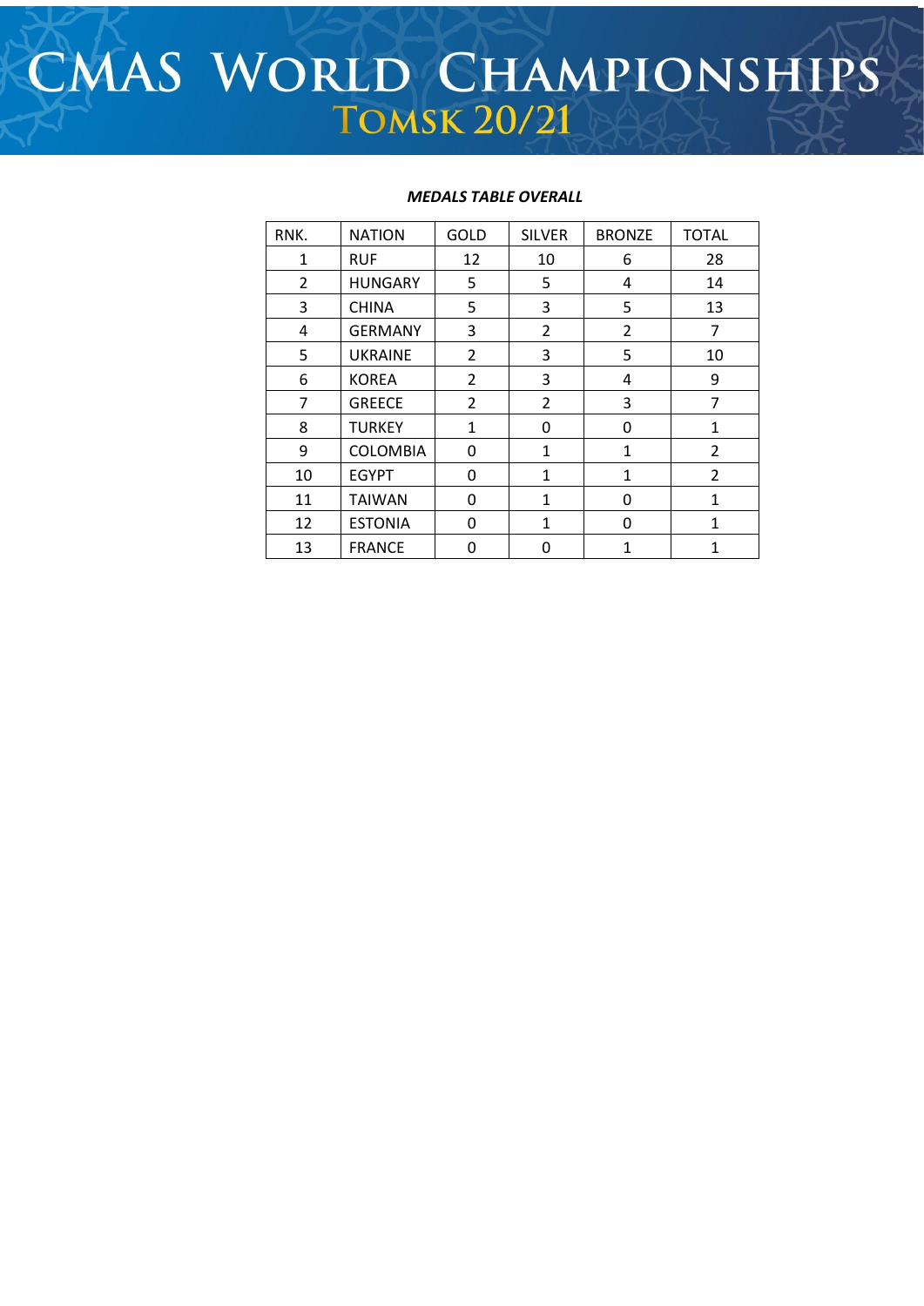# CMAS World Championships
## Tomsk 20/21

***MEDALS TABLE OVERALL***

| RNK. | NATION | GOLD | SILVER | BRONZE | TOTAL |
|---|---|---|---|---|---|
| 1 | RUF | 12 | 10 | 6 | 28 |
| 2 | HUNGARY | 5 | 5 | 4 | 14 |
| 3 | CHINA | 5 | 3 | 5 | 13 |
| 4 | GERMANY | 3 | 2 | 2 | 7 |
| 5 | UKRAINE | 2 | 3 | 5 | 10 |
| 6 | KOREA | 2 | 3 | 4 | 9 |
| 7 | GREECE | 2 | 2 | 3 | 7 |
| 8 | TURKEY | 1 | 0 | 0 | 1 |
| 9 | COLOMBIA | 0 | 1 | 1 | 2 |
| 10 | EGYPT | 0 | 1 | 1 | 2 |
| 11 | TAIWAN | 0 | 1 | 0 | 1 |
| 12 | ESTONIA | 0 | 1 | 0 | 1 |
| 13 | FRANCE | 0 | 0 | 1 | 1 |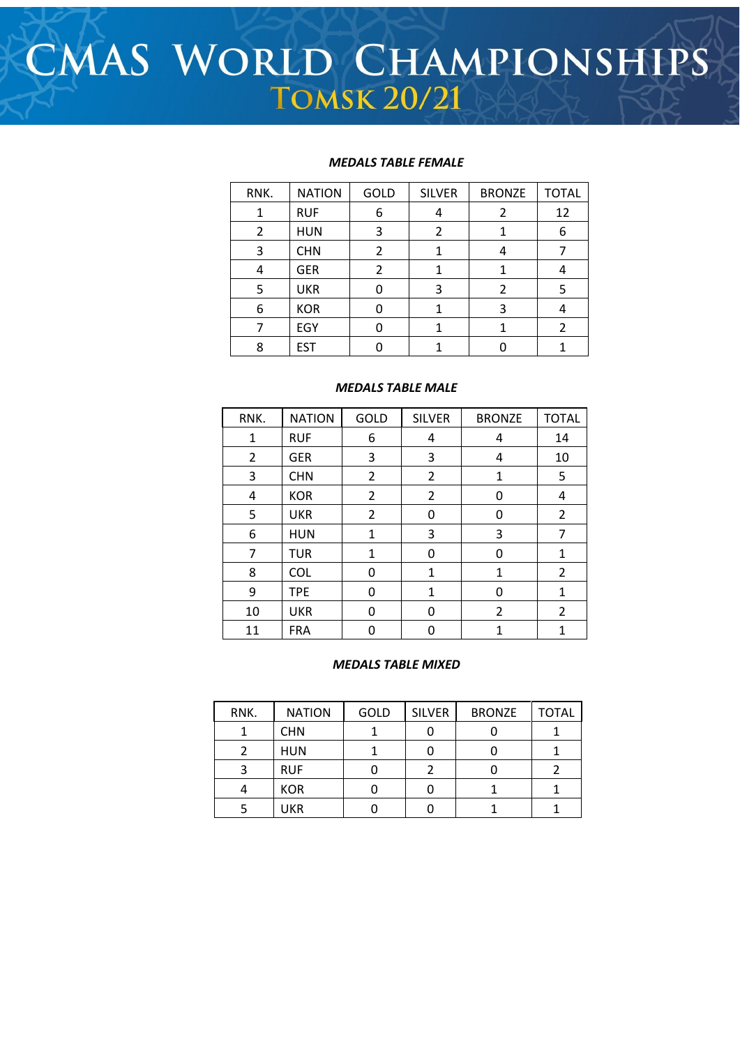# CMAS World Championships

## Tomsk 20/21

***MEDALS TABLE FEMALE***

| RNK. | NATION | GOLD | SILVER | BRONZE | TOTAL |
|---|---|---|---|---|---|
| 1 | RUF | 6 | 4 | 2 | 12 |
| 2 | HUN | 3 | 2 | 1 | 6 |
| 3 | CHN | 2 | 1 | 4 | 7 |
| 4 | GER | 2 | 1 | 1 | 4 |
| 5 | UKR | 0 | 3 | 2 | 5 |
| 6 | KOR | 0 | 1 | 3 | 4 |
| 7 | EGY | 0 | 1 | 1 | 2 |
| 8 | EST | 0 | 1 | 0 | 1 |

***MEDALS TABLE MALE***

| RNK. | NATION | GOLD | SILVER | BRONZE | TOTAL |
|---|---|---|---|---|---|
| 1 | RUF | 6 | 4 | 4 | 14 |
| 2 | GER | 3 | 3 | 4 | 10 |
| 3 | CHN | 2 | 2 | 1 | 5 |
| 4 | KOR | 2 | 2 | 0 | 4 |
| 5 | UKR | 2 | 0 | 0 | 2 |
| 6 | HUN | 1 | 3 | 3 | 7 |
| 7 | TUR | 1 | 0 | 0 | 1 |
| 8 | COL | 0 | 1 | 1 | 2 |
| 9 | TPE | 0 | 1 | 0 | 1 |
| 10 | UKR | 0 | 0 | 2 | 2 |
| 11 | FRA | 0 | 0 | 1 | 1 |

***MEDALS TABLE MIXED***

| RNK. | NATION | GOLD | SILVER | BRONZE | TOTAL |
|---|---|---|---|---|---|
| 1 | CHN | 1 | 0 | 0 | 1 |
| 2 | HUN | 1 | 0 | 0 | 1 |
| 3 | RUF | 0 | 2 | 0 | 2 |
| 4 | KOR | 0 | 0 | 1 | 1 |
| 5 | UKR | 0 | 0 | 1 | 1 |